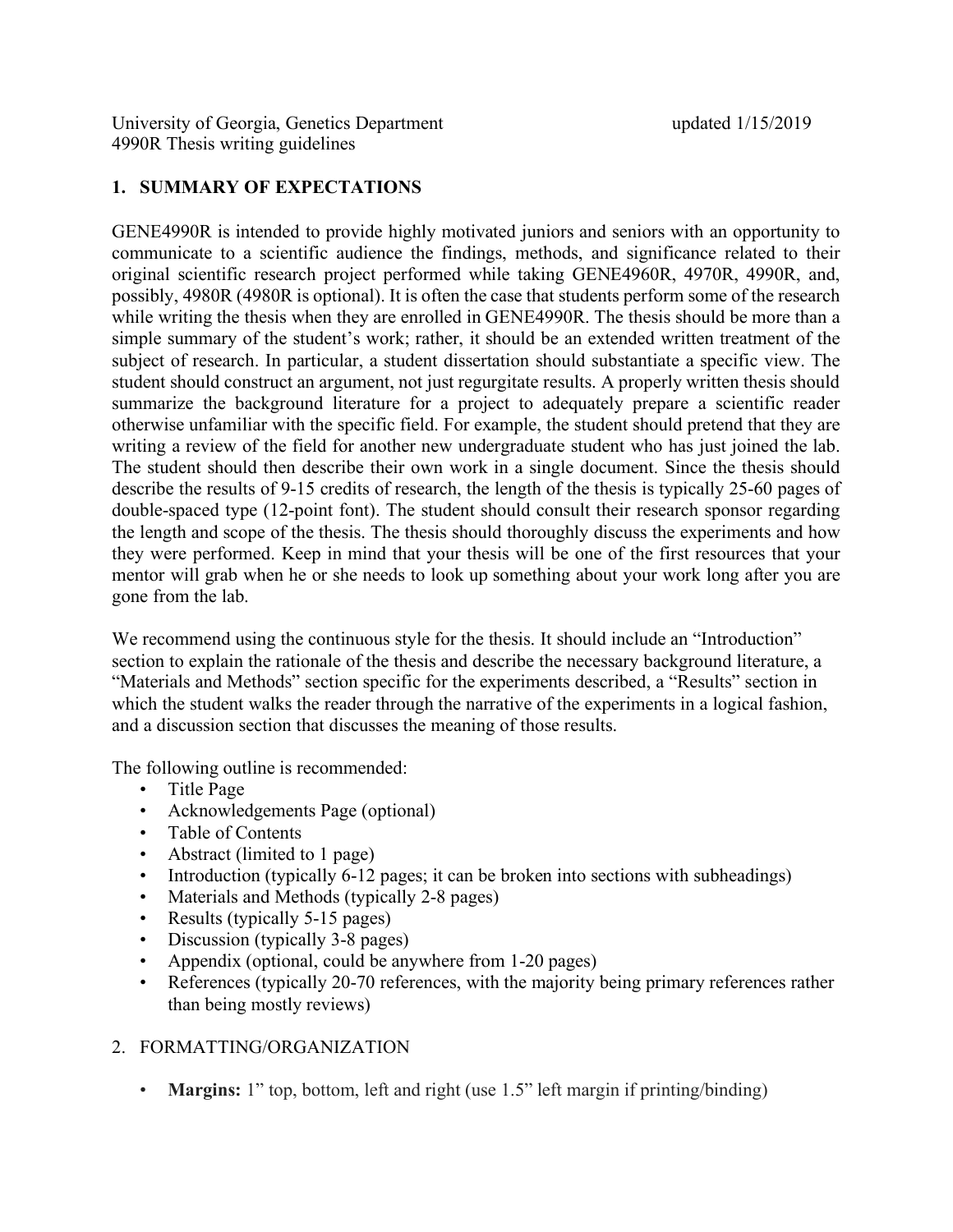University of Georgia, Genetics Department updated 1/15/2019
4990R Thesis writing guidelines

## 1. SUMMARY OF EXPECTATIONS

GENE4990R is intended to provide highly motivated juniors and seniors with an opportunity to communicate to a scientific audience the findings, methods, and significance related to their original scientific research project performed while taking GENE4960R, 4970R, 4990R, and, possibly, 4980R (4980R is optional). It is often the case that students perform some of the research while writing the thesis when they are enrolled in GENE4990R. The thesis should be more than a simple summary of the student's work; rather, it should be an extended written treatment of the subject of research. In particular, a student dissertation should substantiate a specific view. The student should construct an argument, not just regurgitate results. A properly written thesis should summarize the background literature for a project to adequately prepare a scientific reader otherwise unfamiliar with the specific field. For example, the student should pretend that they are writing a review of the field for another new undergraduate student who has just joined the lab. The student should then describe their own work in a single document. Since the thesis should describe the results of 9-15 credits of research, the length of the thesis is typically 25-60 pages of double-spaced type (12-point font). The student should consult their research sponsor regarding the length and scope of the thesis. The thesis should thoroughly discuss the experiments and how they were performed. Keep in mind that your thesis will be one of the first resources that your mentor will grab when he or she needs to look up something about your work long after you are gone from the lab.

We recommend using the continuous style for the thesis. It should include an "Introduction" section to explain the rationale of the thesis and describe the necessary background literature, a "Materials and Methods" section specific for the experiments described, a "Results" section in which the student walks the reader through the narrative of the experiments in a logical fashion, and a discussion section that discusses the meaning of those results.

The following outline is recommended:

- Title Page
- Acknowledgements Page (optional)
- Table of Contents
- Abstract (limited to 1 page)
- Introduction (typically 6-12 pages; it can be broken into sections with subheadings)
- Materials and Methods (typically 2-8 pages)
- Results (typically 5-15 pages)
- Discussion (typically 3-8 pages)
- Appendix (optional, could be anywhere from 1-20 pages)
- References (typically 20-70 references, with the majority being primary references rather than being mostly reviews)

## 2. FORMATTING/ORGANIZATION

- **Margins:** 1" top, bottom, left and right (use 1.5" left margin if printing/binding)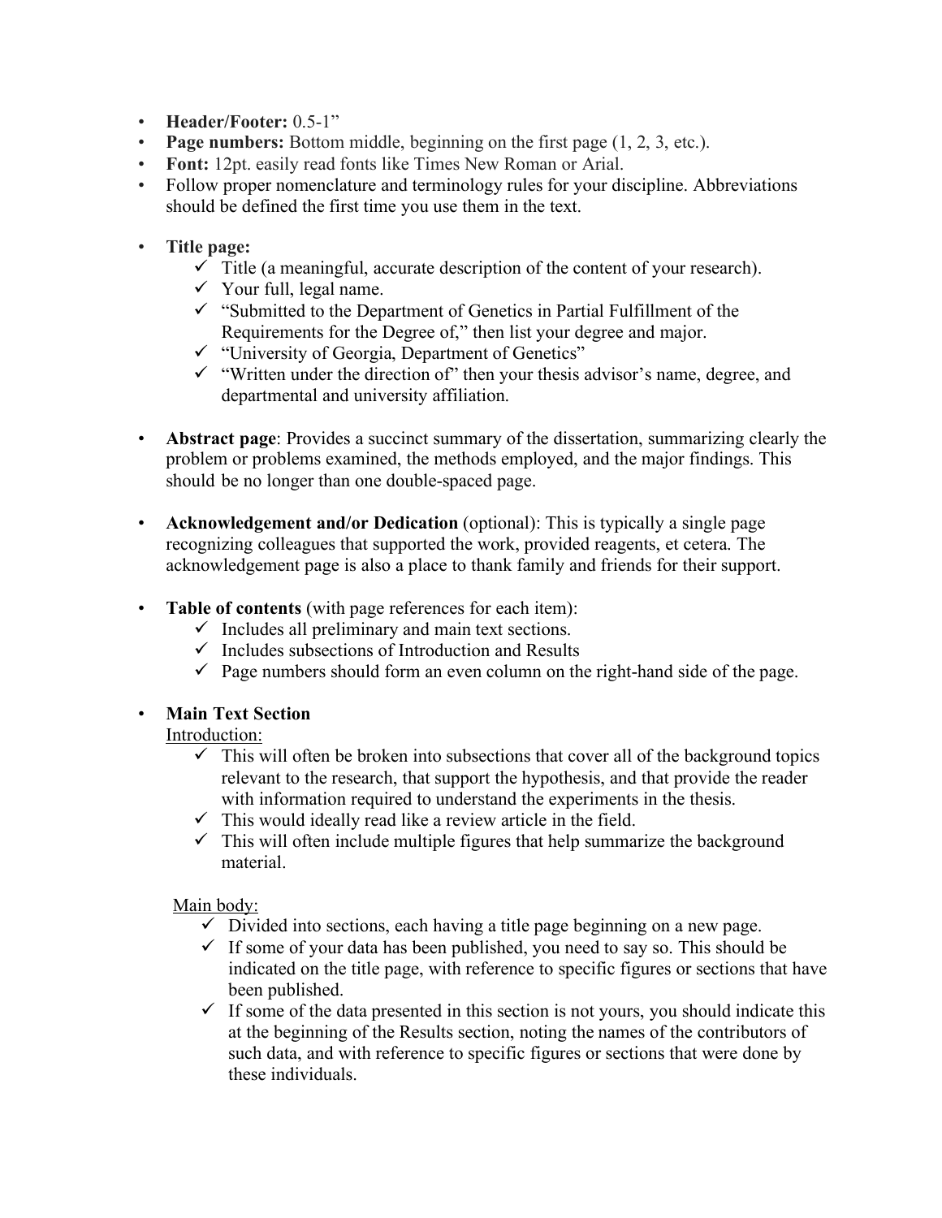- **Header/Footer:** 0.5-1"
- **Page numbers:** Bottom middle, beginning on the first page (1, 2, 3, etc.).
- **Font:** 12pt. easily read fonts like Times New Roman or Arial.
- Follow proper nomenclature and terminology rules for your discipline. Abbreviations should be defined the first time you use them in the text.

- **Title page:**
  - ✓ Title (a meaningful, accurate description of the content of your research).
  - ✓ Your full, legal name.
  - ✓ "Submitted to the Department of Genetics in Partial Fulfillment of the Requirements for the Degree of," then list your degree and major.
  - ✓ "University of Georgia, Department of Genetics"
  - ✓ "Written under the direction of" then your thesis advisor's name, degree, and departmental and university affiliation.

- **Abstract page**: Provides a succinct summary of the dissertation, summarizing clearly the problem or problems examined, the methods employed, and the major findings. This should be no longer than one double-spaced page.

- **Acknowledgement and/or Dedication** (optional): This is typically a single page recognizing colleagues that supported the work, provided reagents, et cetera. The acknowledgement page is also a place to thank family and friends for their support.

- **Table of contents** (with page references for each item):
  - ✓ Includes all preliminary and main text sections.
  - ✓ Includes subsections of Introduction and Results
  - ✓ Page numbers should form an even column on the right-hand side of the page.

- **Main Text Section**

  Introduction:
  - ✓ This will often be broken into subsections that cover all of the background topics relevant to the research, that support the hypothesis, and that provide the reader with information required to understand the experiments in the thesis.
  - ✓ This would ideally read like a review article in the field.
  - ✓ This will often include multiple figures that help summarize the background material.

  Main body:
  - ✓ Divided into sections, each having a title page beginning on a new page.
  - ✓ If some of your data has been published, you need to say so. This should be indicated on the title page, with reference to specific figures or sections that have been published.
  - ✓ If some of the data presented in this section is not yours, you should indicate this at the beginning of the Results section, noting the names of the contributors of such data, and with reference to specific figures or sections that were done by these individuals.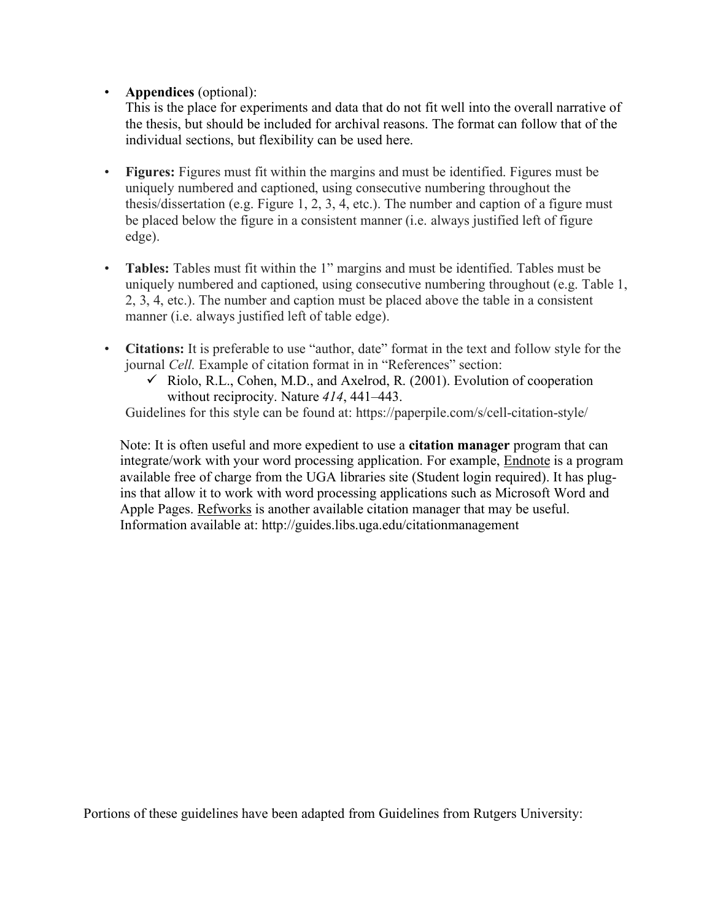- **Appendices** (optional):
  This is the place for experiments and data that do not fit well into the overall narrative of the thesis, but should be included for archival reasons. The format can follow that of the individual sections, but flexibility can be used here.

- **Figures:** Figures must fit within the margins and must be identified. Figures must be uniquely numbered and captioned, using consecutive numbering throughout the thesis/dissertation (e.g. Figure 1, 2, 3, 4, etc.). The number and caption of a figure must be placed below the figure in a consistent manner (i.e. always justified left of figure edge).

- **Tables:** Tables must fit within the 1" margins and must be identified. Tables must be uniquely numbered and captioned, using consecutive numbering throughout (e.g. Table 1, 2, 3, 4, etc.). The number and caption must be placed above the table in a consistent manner (i.e. always justified left of table edge).

- **Citations:** It is preferable to use "author, date" format in the text and follow style for the journal *Cell.* Example of citation format in in "References" section:
  - ✓ Riolo, R.L., Cohen, M.D., and Axelrod, R. (2001). Evolution of cooperation without reciprocity. Nature *414*, 441–443.

  Guidelines for this style can be found at: https://paperpile.com/s/cell-citation-style/

  Note: It is often useful and more expedient to use a **citation manager** program that can integrate/work with your word processing application. For example, Endnote is a program available free of charge from the UGA libraries site (Student login required). It has plug-ins that allow it to work with word processing applications such as Microsoft Word and Apple Pages. Refworks is another available citation manager that may be useful. Information available at: http://guides.libs.uga.edu/citationmanagement

Portions of these guidelines have been adapted from Guidelines from Rutgers University: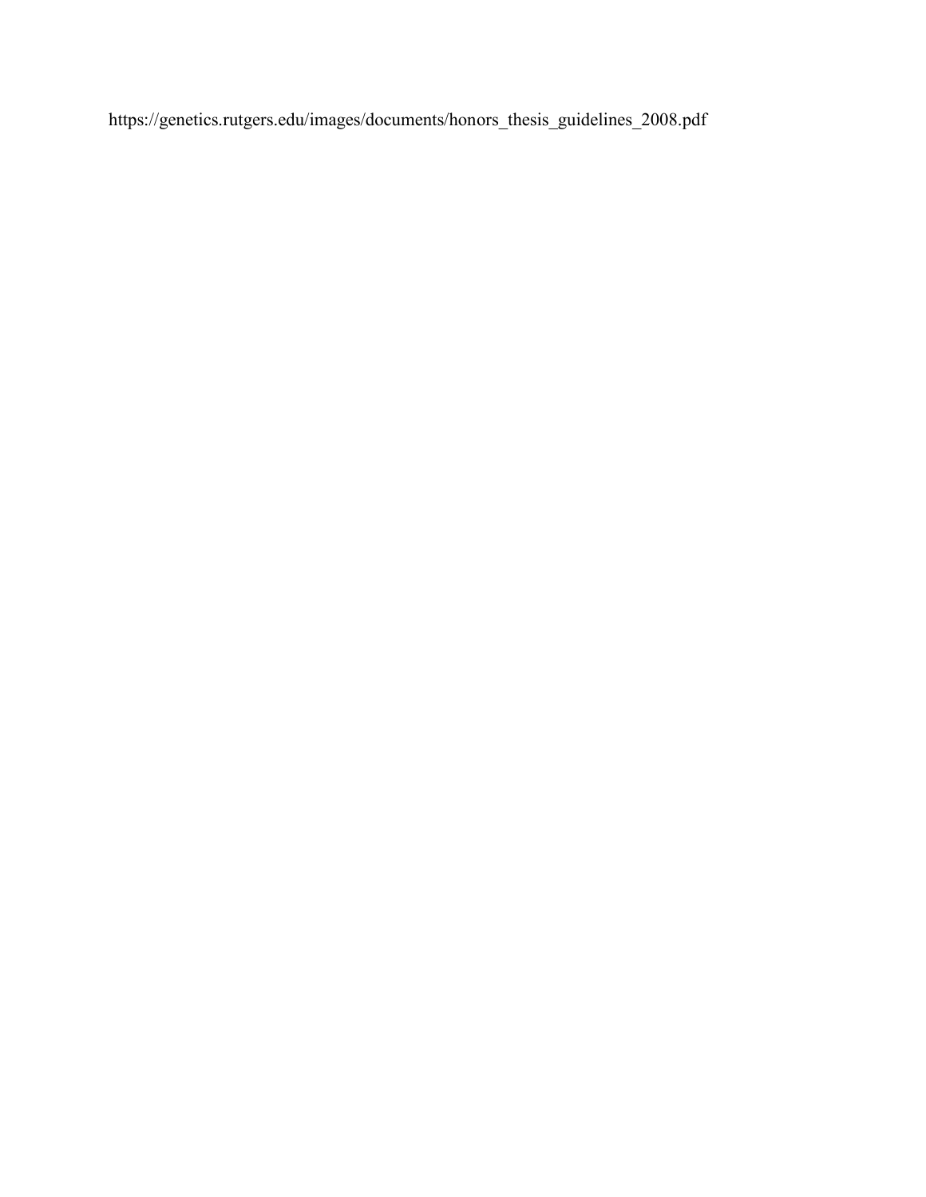https://genetics.rutgers.edu/images/documents/honors_thesis_guidelines_2008.pdf